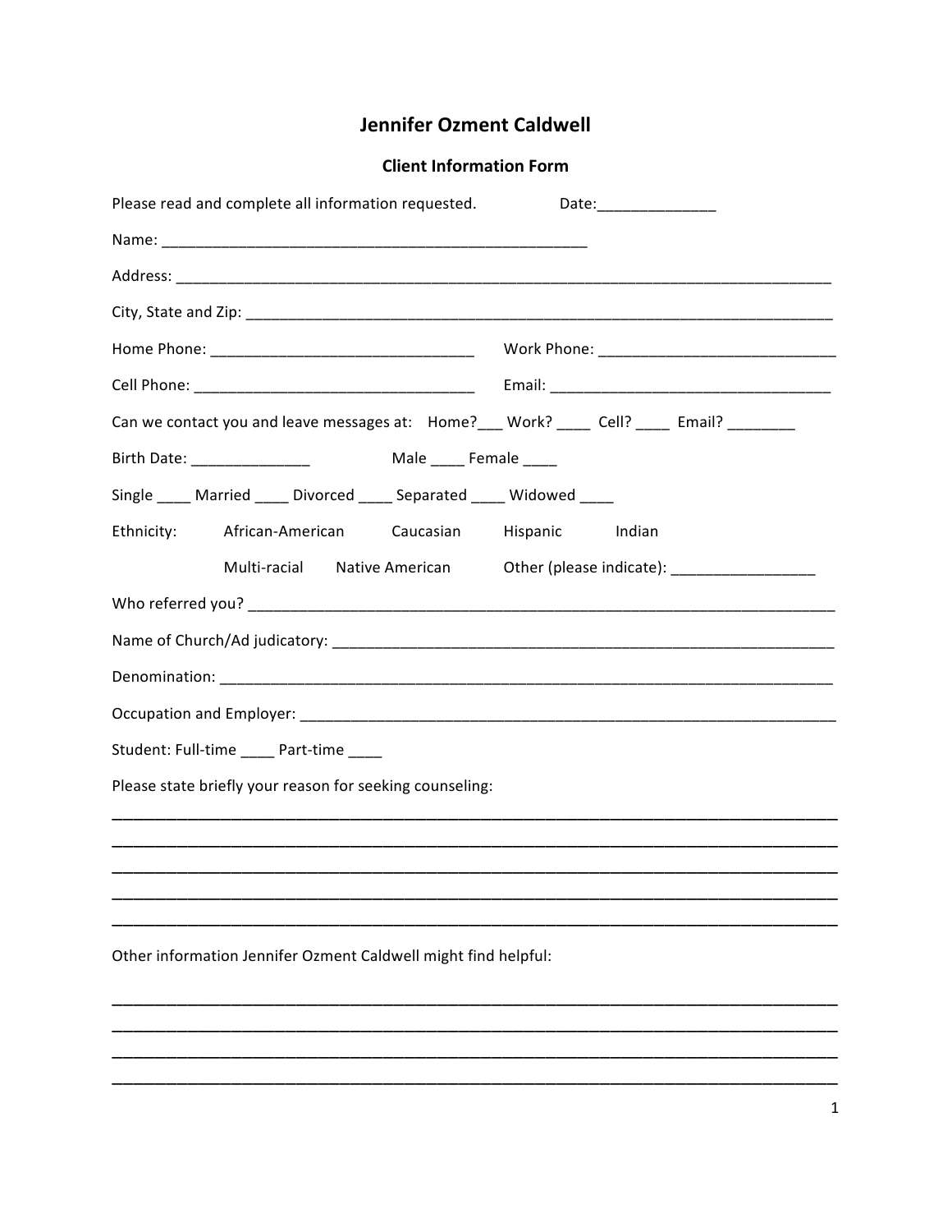# Jennifer Ozment Caldwell

## Client Information Form

Please read and complete all information requested. Date:______________

Name: ____________________________________________________

Address: ________________________________________________________________________________

City, State and Zip: ___________________________________________________________________________

Home Phone: _______________________________ Work Phone: ____________________________

Cell Phone: _________________________________ Email: __________________________________

Can we contact you and leave messages at: Home?___ Work? ____ Cell? ____ Email? ________

Birth Date: ______________ Male ____ Female ____

Single ____ Married ____ Divorced ____ Separated ____ Widowed ____

Ethnicity: African-American Caucasian Hispanic Indian

Multi-racial Native American Other (please indicate): _________________

Who referred you? _____________________________________________________________________

Name of Church/Ad judicatory: ___________________________________________________________

Denomination: ____________________________________________________________________________

Occupation and Employer: ________________________________________________________________

Student: Full-time ____ Part-time ____

Please state briefly your reason for seeking counseling:

________________________________________________________________________________________

________________________________________________________________________________________

________________________________________________________________________________________

________________________________________________________________________________________

________________________________________________________________________________________

Other information Jennifer Ozment Caldwell might find helpful:

________________________________________________________________________________________

________________________________________________________________________________________

________________________________________________________________________________________

________________________________________________________________________________________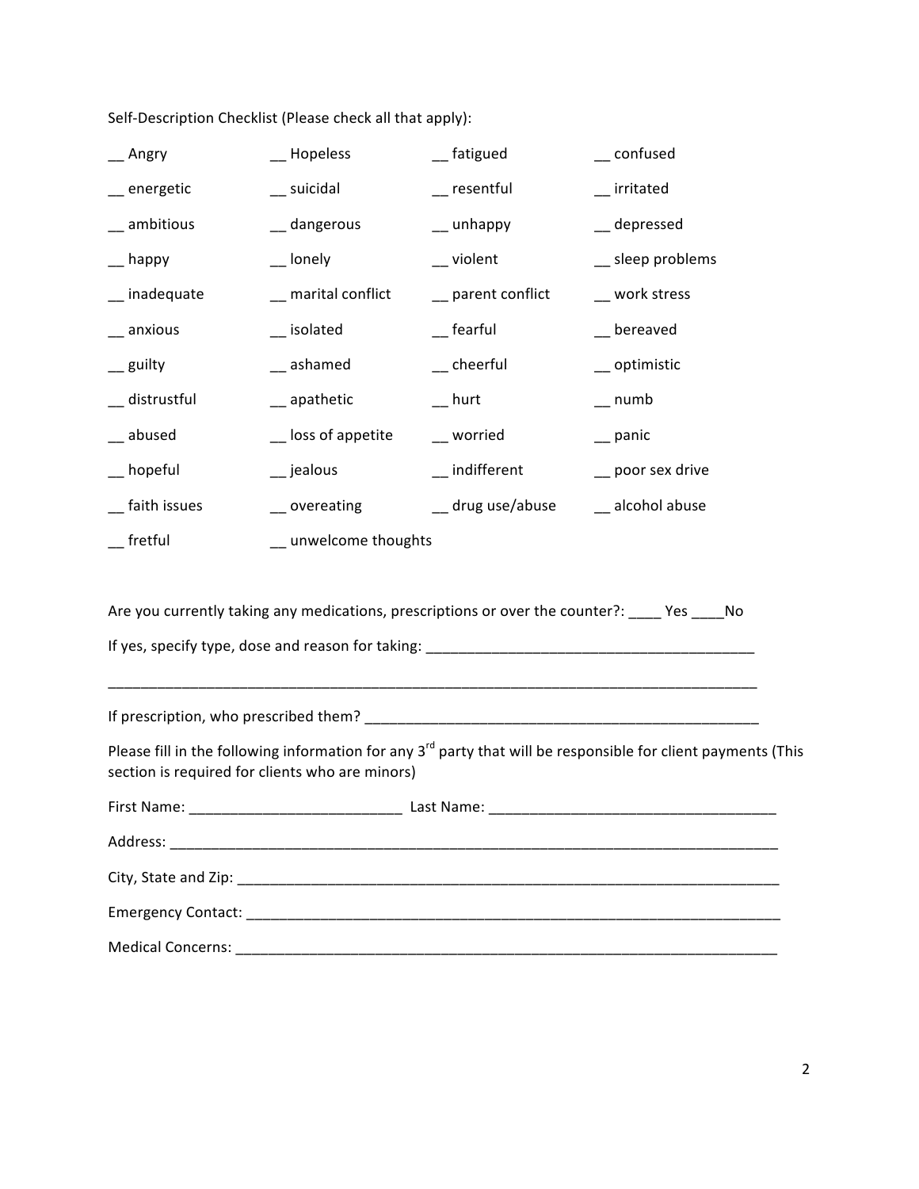Self-Description Checklist (Please check all that apply):

| | | | |
|---|---|---|---|
| __ Angry | __ Hopeless | __ fatigued | __ confused |
| __ energetic | __ suicidal | __ resentful | __ irritated |
| __ ambitious | __ dangerous | __ unhappy | __ depressed |
| __ happy | __ lonely | __ violent | __ sleep problems |
| __ inadequate | __ marital conflict | __ parent conflict | __ work stress |
| __ anxious | __ isolated | __ fearful | __ bereaved |
| __ guilty | __ ashamed | __ cheerful | __ optimistic |
| __ distrustful | __ apathetic | __ hurt | __ numb |
| __ abused | __ loss of appetite | __ worried | __ panic |
| __ hopeful | __ jealous | __ indifferent | __ poor sex drive |
| __ faith issues | __ overeating | __ drug use/abuse | __ alcohol abuse |
| __ fretful | __ unwelcome thoughts | | |

Are you currently taking any medications, prescriptions or over the counter?: ____ Yes ____No

If yes, specify type, dose and reason for taking: ________________________________________

____________________________________________________________________________________

If prescription, who prescribed them? __________________________________________________

Please fill in the following information for any 3rd party that will be responsible for client payments (This section is required for clients who are minors)

First Name: __________________________ Last Name: ___________________________________

Address: _____________________________________________________________________________

City, State and Zip: ____________________________________________________________________

Emergency Contact: ____________________________________________________________________

Medical Concerns: _____________________________________________________________________